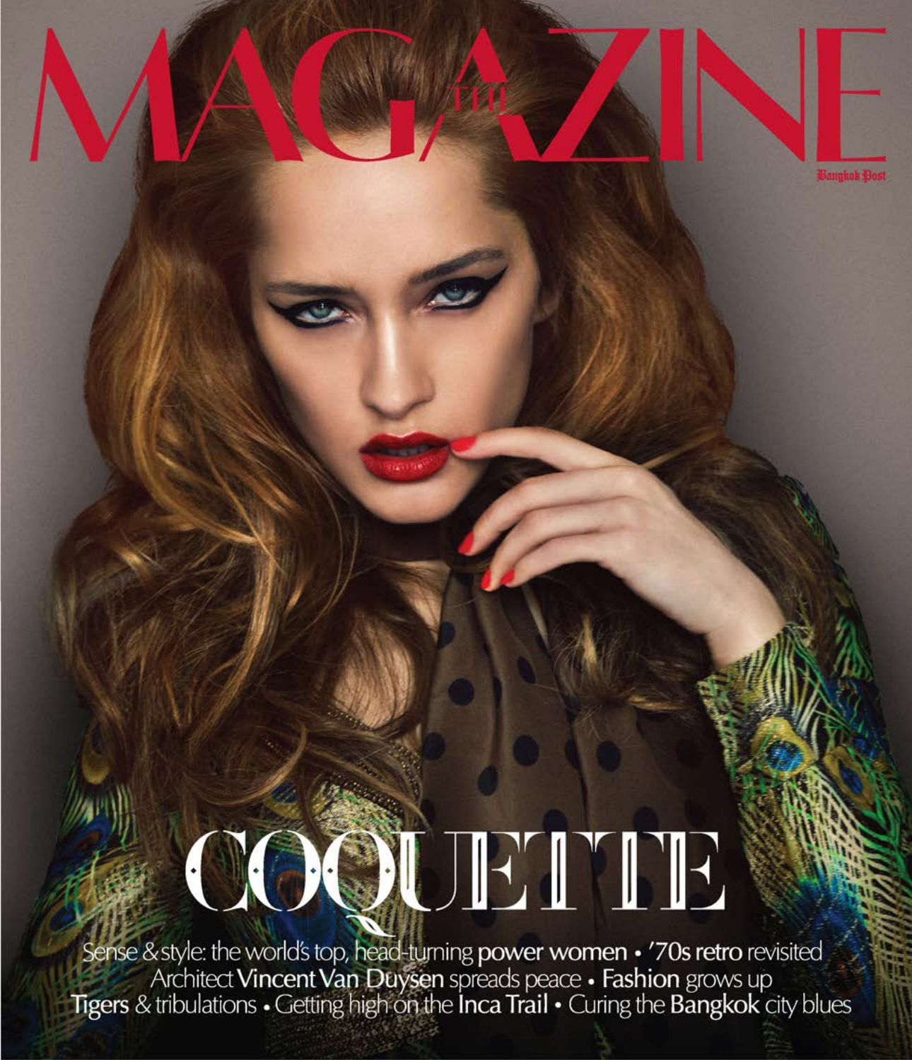# THE MAGAZINE

Bangkok Post

## COQUETTE

Sense & style: the world's top, head-turning **power women** • **'70s retro** revisited
Architect **Vincent Van Duysen** spreads peace • **Fashion** grows up
**Tigers** & tribulations • Getting high on the **Inca Trail** • Curing the **Bangkok** city blues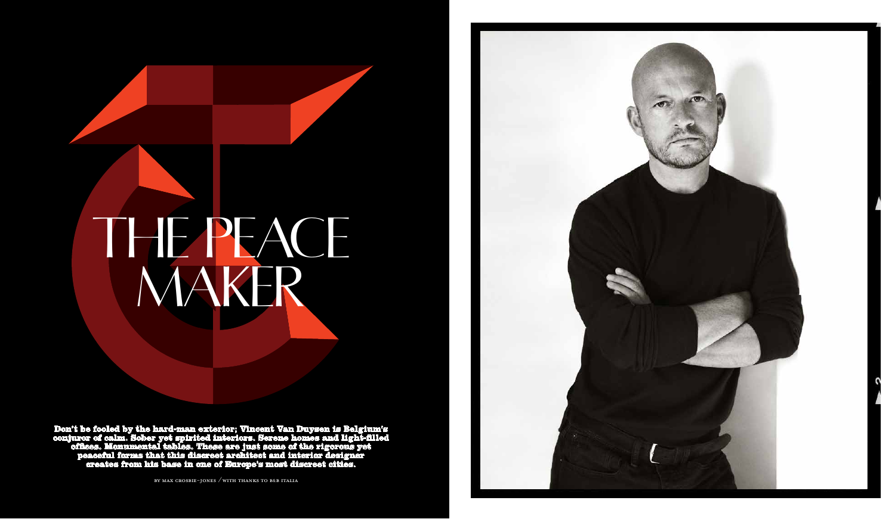# THE PEACE MAKER

**Don't be fooled by the hard-man exterior; Vincent Van Duysen is Belgium's conjuror of calm. Sober yet spirited interiors. Serene homes and light-filled offices. Monumental tables. These are just some of the rigorous yet peaceful forms that this discreet architect and interior designer creates from his base in one of Europe's most discreet cities.**

BY MAX CROSBIE-JONES / WITH THANKS TO B&B ITALIA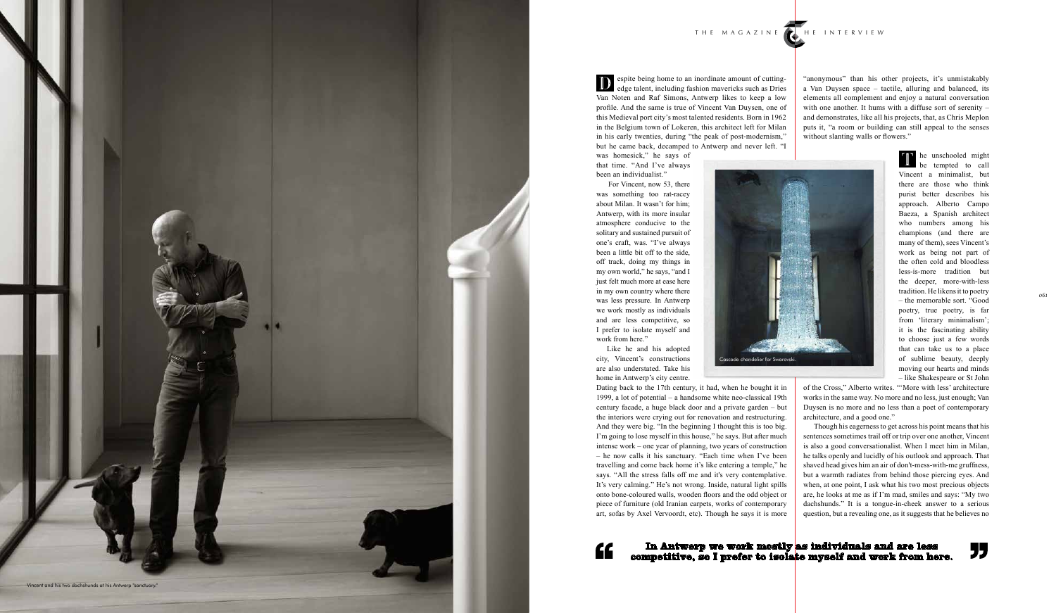Vincent and his two dachshunds at his Antwerp "sanctuary."

Despite being home to an inordinate amount of cutting-edge talent, including fashion mavericks such as Dries Van Noten and Raf Simons, Antwerp likes to keep a low profile. And the same is true of Vincent Van Duysen, one of this Medieval port city's most talented residents. Born in 1962 in the Belgium town of Lokeren, this architect left for Milan in his early twenties, during "the peak of post-modernism," but he came back, decamped to Antwerp and never left. "I was homesick," he says of that time. "And I've always been an individualist."

For Vincent, now 53, there was something too rat-racey about Milan. It wasn't for him; Antwerp, with its more insular atmosphere conducive to the solitary and sustained pursuit of one's craft, was. "I've always been a little bit off to the side, off track, doing my things in my own world," he says, "and I just felt much more at ease here in my own country where there was less pressure. In Antwerp we work mostly as individuals and are less competitive, so I prefer to isolate myself and work from here."

Like he and his adopted city, Vincent's constructions are also understated. Take his home in Antwerp's city centre. Dating back to the 17th century, it had, when he bought it in 1999, a lot of potential – a handsome white neo-classical 19th century facade, a huge black door and a private garden – but the interiors were crying out for renovation and restructuring. And they were big. "In the beginning I thought this is too big. I'm going to lose myself in this house," he says. But after much intense work – one year of planning, two years of construction – he now calls it his sanctuary. "Each time when I've been travelling and come back home it's like entering a temple," he says. "All the stress falls off me and it's very contemplative. It's very calming." He's not wrong. Inside, natural light spills onto bone-coloured walls, wooden floors and the odd object or piece of furniture (old Iranian carpets, works of contemporary art, sofas by Axel Vervoordt, etc). Though he says it is more "anonymous" than his other projects, it's unmistakably a Van Duysen space – tactile, alluring and balanced, its elements all complement and enjoy a natural conversation with one another. It hums with a diffuse sort of serenity – and demonstrates, like all his projects, that, as Chris Meplon puts it, "a room or building can still appeal to the senses without slanting walls or flowers."

Cascade chandelier for Swarovski.

The unschooled might be tempted to call Vincent a minimalist, but there are those who think purist better describes his approach. Alberto Campo Baeza, a Spanish architect who numbers among his champions (and there are many of them), sees Vincent's work as being not part of the often cold and bloodless less-is-more tradition but the deeper, more-with-less tradition. He likens it to poetry – the memorable sort. "Good poetry, true poetry, is far from 'literary minimalism'; it is the fascinating ability to choose just a few words that can take us to a place of sublime beauty, deeply moving our hearts and minds – like Shakespeare or St John of the Cross," Alberto writes. "'More with less' architecture works in the same way. No more and no less, just enough; Van Duysen is no more and no less than a poet of contemporary architecture, and a good one."

Though his eagerness to get across his point means that his sentences sometimes trail off or trip over one another, Vincent is also a good conversationalist. When I meet him in Milan, he talks openly and lucidly of his outlook and approach. That shaved head gives him an air of don't-mess-with-me gruffness, but a warmth radiates from behind those piercing eyes. And when, at one point, I ask what his two most precious objects are, he looks at me as if I'm mad, smiles and says: "My two dachshunds." It is a tongue-in-cheek answer to a serious question, but a revealing one, as it suggests that he believes no

> **"In Antwerp we work mostly as individuals and are less competitive, so I prefer to isolate myself and work from here."**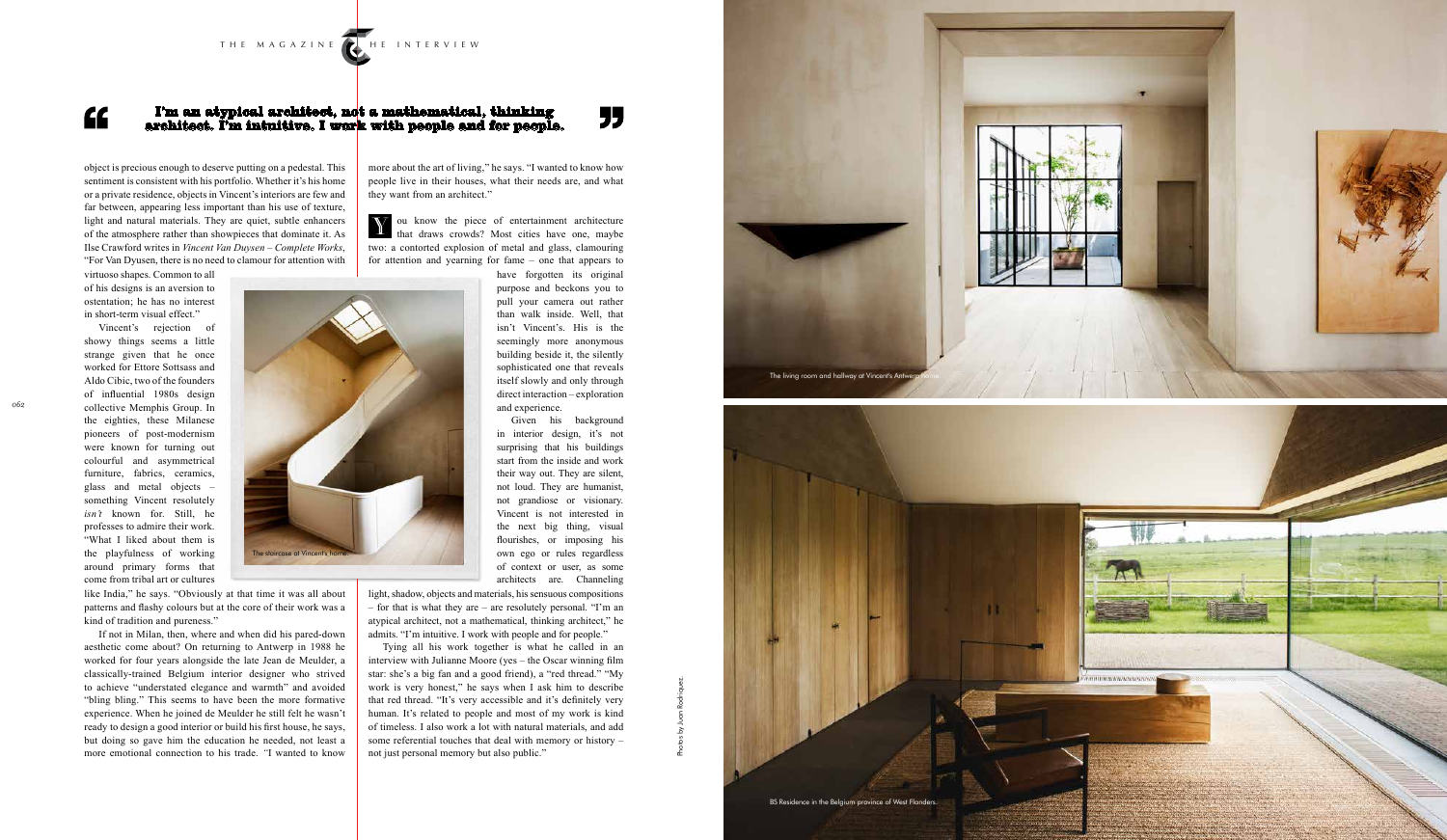> I'm an atypical architect, not a mathematical, thinking architect. I'm intuitive. I work with people and for people.

object is precious enough to deserve putting on a pedestal. This sentiment is consistent with his portfolio. Whether it's his home or a private residence, objects in Vincent's interiors are few and far between, appearing less important than his use of texture, light and natural materials. They are quiet, subtle enhancers of the atmosphere rather than showpieces that dominate it. As Ilse Crawford writes in *Vincent Van Duysen – Complete Works*, "For Van Dyusen, there is no need to clamour for attention with virtuoso shapes. Common to all of his designs is an aversion to ostentation; he has no interest in short-term visual effect."

Vincent's rejection of showy things seems a little strange given that he once worked for Ettore Sottsass and Aldo Cibic, two of the founders of influential 1980s design collective Memphis Group. In the eighties, these Milanese pioneers of post-modernism were known for turning out colourful and asymmetrical furniture, fabrics, ceramics, glass and metal objects – something Vincent resolutely *isn't* known for. Still, he professes to admire their work. "What I liked about them is the playfulness of working around primary forms that come from tribal art or cultures like India," he says. "Obviously at that time it was all about patterns and flashy colours but at the core of their work was a kind of tradition and pureness."

The staircase at Vincent's home.

If not in Milan, then, where and when did his pared-down aesthetic come about? On returning to Antwerp in 1988 he worked for four years alongside the late Jean de Meulder, a classically-trained Belgium interior designer who strived to achieve "understated elegance and warmth" and avoided "bling bling." This seems to have been the more formative experience. When he joined de Meulder he still felt he wasn't ready to design a good interior or build his first house, he says, but doing so gave him the education he needed, not least a more emotional connection to his trade. "I wanted to know more about the art of living," he says. "I wanted to know how people live in their houses, what their needs are, and what they want from an architect."

You know the piece of entertainment architecture that draws crowds? Most cities have one, maybe two: a contorted explosion of metal and glass, clamouring for attention and yearning for fame – one that appears to have forgotten its original purpose and beckons you to pull your camera out rather than walk inside. Well, that isn't Vincent's. His is the seemingly more anonymous building beside it, the silently sophisticated one that reveals itself slowly and only through direct interaction – exploration and experience.

Given his background in interior design, it's not surprising that his buildings start from the inside and work their way out. They are silent, not loud. They are humanist, not grandiose or visionary. Vincent is not interested in the next big thing, visual flourishes, or imposing his own ego or rules regardless of context or user, as some architects are. Channeling light, shadow, objects and materials, his sensuous compositions – for that is what they are – are resolutely personal. "I'm an atypical architect, not a mathematical, thinking architect," he admits. "I'm intuitive. I work with people and for people."

Tying all his work together is what he called in an interview with Julianne Moore (yes – the Oscar winning film star: she's a big fan and a good friend), a "red thread." "My work is very honest," he says when I ask him to describe that red thread. "It's very accessible and it's definitely very human. It's related to people and most of my work is kind of timeless. I also work a lot with natural materials, and add some referential touches that deal with memory or history – not just personal memory but also public."

The living room and hallway at Vincent's Antwerp home.

BS Residence in the Belgium province of West Flanders.

Photos by Juan Rodriguez.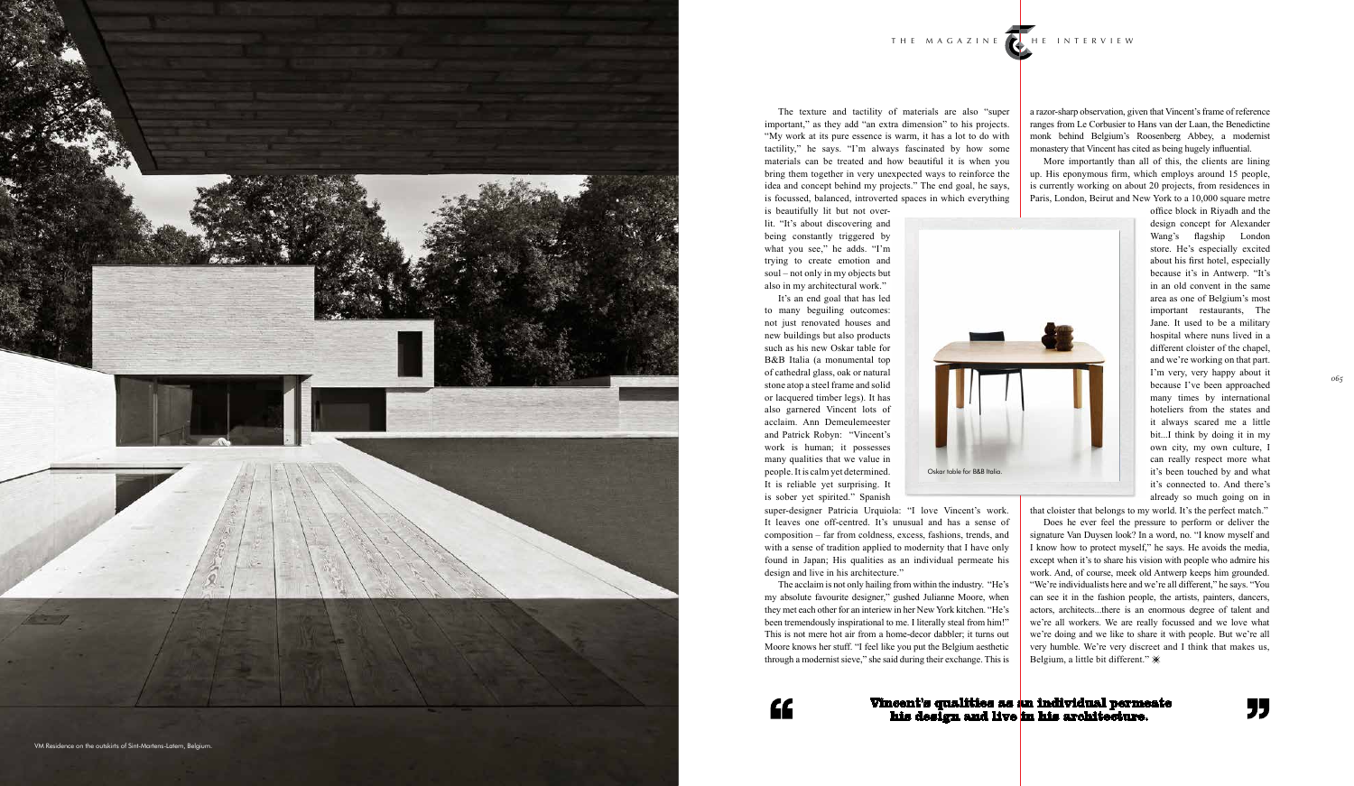The texture and tactility of materials are also "super important," as they add "an extra dimension" to his projects. "My work at its pure essence is warm, it has a lot to do with tactility," he says. "I'm always fascinated by how some materials can be treated and how beautiful it is when you bring them together in very unexpected ways to reinforce the idea and concept behind my projects." The end goal, he says, is focussed, balanced, introverted spaces in which everything is beautifully lit but not over-lit. "It's about discovering and being constantly triggered by what you see," he adds. "I'm trying to create emotion and soul – not only in my objects but also in my architectural work."

It's an end goal that has led to many beguiling outcomes: not just renovated houses and new buildings but also products such as his new Oskar table for B&B Italia (a monumental top of cathedral glass, oak or natural stone atop a steel frame and solid or lacquered timber legs). It has also garnered Vincent lots of acclaim. Ann Demeulemeester and Patrick Robyn: "Vincent's work is human; it possesses many qualities that we value in people. It is calm yet determined. It is reliable yet surprising. It is sober yet spirited." Spanish super-designer Patricia Urquiola: "I love Vincent's work. It leaves one off-centred. It's unusual and has a sense of composition – far from coldness, excess, fashions, trends, and with a sense of tradition applied to modernity that I have only found in Japan; His qualities as an individual permeate his design and live in his architecture."

The acclaim is not only hailing from within the industry. "He's my absolute favourite designer," gushed Julianne Moore, when they met each other for an interiew in her New York kitchen. "He's been tremendously inspirational to me. I literally steal from him!" This is not mere hot air from a home-decor dabbler; it turns out Moore knows her stuff. "I feel like you put the Belgium aesthetic through a modernist sieve," she said during their exchange. This is a razor-sharp observation, given that Vincent's frame of reference ranges from Le Corbusier to Hans van der Laan, the Benedictine monk behind Belgium's Roosenberg Abbey, a modernist monastery that Vincent has cited as being hugely influential.

More importantly than all of this, the clients are lining up. His eponymous firm, which employs around 15 people, is currently working on about 20 projects, from residences in Paris, London, Beirut and New York to a 10,000 square metre office block in Riyadh and the design concept for Alexander Wang's flagship London store. He's especially excited about his first hotel, especially because it's in Antwerp. "It's in an old convent in the same area as one of Belgium's most important restaurants, The Jane. It used to be a military hospital where nuns lived in a different cloister of the chapel, and we're working on that part. I'm very, very happy about it because I've been approached many times by international hoteliers from the states and it always scared me a little bit...I think by doing it in my own city, my own culture, I can really respect more what it's been touched by and what it's connected to. And there's already so much going on in that cloister that belongs to my world. It's the perfect match."

Does he ever feel the pressure to perform or deliver the signature Van Duysen look? In a word, no. "I know myself and I know how to protect myself," he says. He avoids the media, except when it's to share his vision with people who admire his work. And, of course, meek old Antwerp keeps him grounded. "We're individualists here and we're all different," he says. "You can see it in the fashion people, the artists, painters, dancers, actors, architects...there is an enormous degree of talent and we're all workers. We are really focussed and we love what we're doing and we like to share it with people. But we're all very humble. We're very discreet and I think that makes us, Belgium, a little bit different." ☀

Oskar table for B&B Italia.

VM Residence on the outskirts of Sint-Martens-Latem, Belgium.

> **"Vincent's qualities as an individual permeate his design and live in his architecture."**